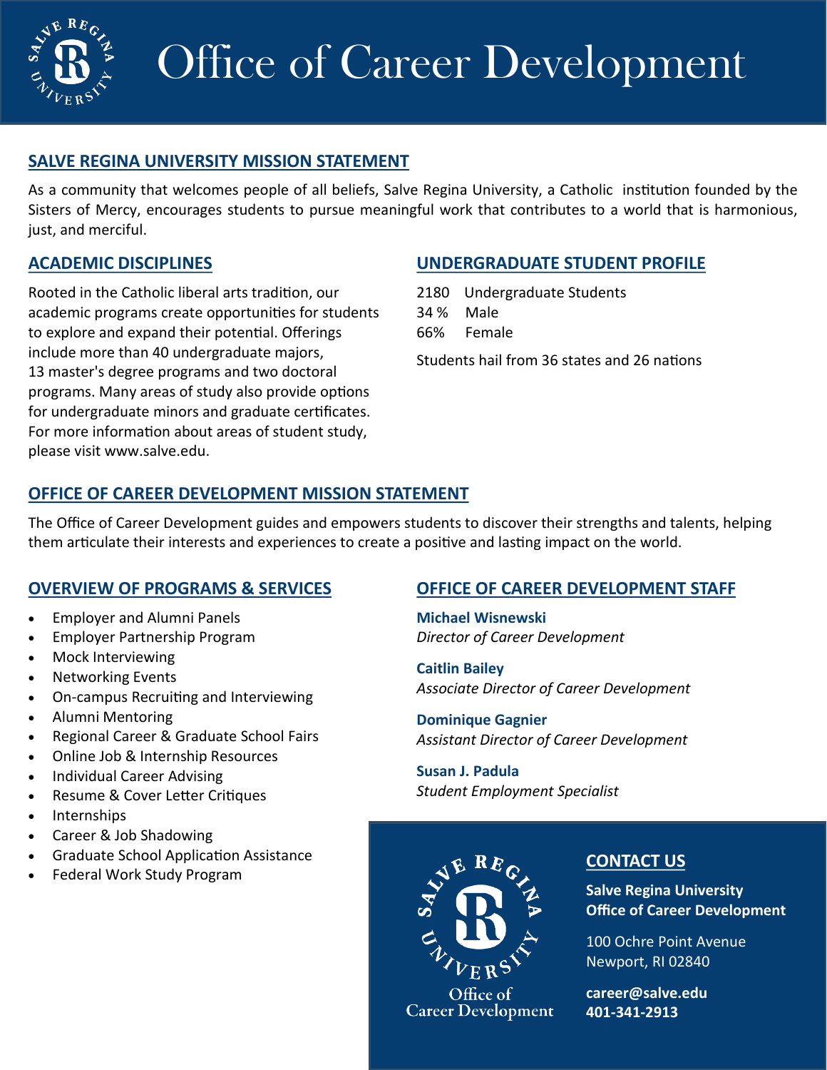# Office of Career Development

## SALVE REGINA UNIVERSITY MISSION STATEMENT

As a community that welcomes people of all beliefs, Salve Regina University, a Catholic institution founded by the Sisters of Mercy, encourages students to pursue meaningful work that contributes to a world that is harmonious, just, and merciful.

## ACADEMIC DISCIPLINES

Rooted in the Catholic liberal arts tradition, our academic programs create opportunities for students to explore and expand their potential. Offerings include more than 40 undergraduate majors, 13 master's degree programs and two doctoral programs. Many areas of study also provide options for undergraduate minors and graduate certificates. For more information about areas of student study, please visit www.salve.edu.

## UNDERGRADUATE STUDENT PROFILE

2180 Undergraduate Students
34 % Male
66% Female

Students hail from 36 states and 26 nations

## OFFICE OF CAREER DEVELOPMENT MISSION STATEMENT

The Office of Career Development guides and empowers students to discover their strengths and talents, helping them articulate their interests and experiences to create a positive and lasting impact on the world.

## OVERVIEW OF PROGRAMS & SERVICES

- Employer and Alumni Panels
- Employer Partnership Program
- Mock Interviewing
- Networking Events
- On-campus Recruiting and Interviewing
- Alumni Mentoring
- Regional Career & Graduate School Fairs
- Online Job & Internship Resources
- Individual Career Advising
- Resume & Cover Letter Critiques
- Internships
- Career & Job Shadowing
- Graduate School Application Assistance
- Federal Work Study Program

## OFFICE OF CAREER DEVELOPMENT STAFF

**Michael Wisnewski**
*Director of Career Development*

**Caitlin Bailey**
*Associate Director of Career Development*

**Dominique Gagnier**
*Assistant Director of Career Development*

**Susan J. Padula**
*Student Employment Specialist*

## CONTACT US

**Salve Regina University**
**Office of Career Development**

100 Ochre Point Avenue
Newport, RI 02840

**career@salve.edu**
**401-341-2913**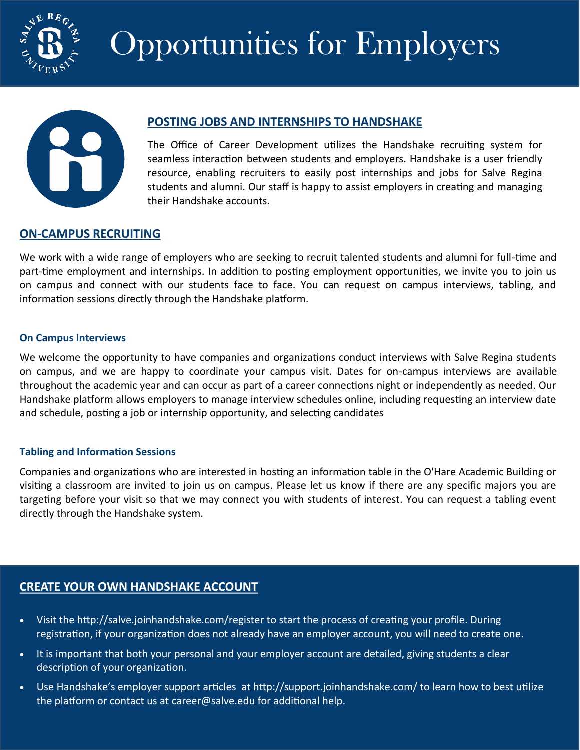# Opportunities for Employers

## POSTING JOBS AND INTERNSHIPS TO HANDSHAKE

The Office of Career Development utilizes the Handshake recruiting system for seamless interaction between students and employers. Handshake is a user friendly resource, enabling recruiters to easily post internships and jobs for Salve Regina students and alumni. Our staff is happy to assist employers in creating and managing their Handshake accounts.

## ON-CAMPUS RECRUITING

We work with a wide range of employers who are seeking to recruit talented students and alumni for full-time and part-time employment and internships. In addition to posting employment opportunities, we invite you to join us on campus and connect with our students face to face. You can request on campus interviews, tabling, and information sessions directly through the Handshake platform.

### On Campus Interviews

We welcome the opportunity to have companies and organizations conduct interviews with Salve Regina students on campus, and we are happy to coordinate your campus visit. Dates for on-campus interviews are available throughout the academic year and can occur as part of a career connections night or independently as needed. Our Handshake platform allows employers to manage interview schedules online, including requesting an interview date and schedule, posting a job or internship opportunity, and selecting candidates

### Tabling and Information Sessions

Companies and organizations who are interested in hosting an information table in the O'Hare Academic Building or visiting a classroom are invited to join us on campus. Please let us know if there are any specific majors you are targeting before your visit so that we may connect you with students of interest. You can request a tabling event directly through the Handshake system.

## CREATE YOUR OWN HANDSHAKE ACCOUNT

- Visit the http://salve.joinhandshake.com/register to start the process of creating your profile. During registration, if your organization does not already have an employer account, you will need to create one.
- It is important that both your personal and your employer account are detailed, giving students a clear description of your organization.
- Use Handshake's employer support articles at http://support.joinhandshake.com/ to learn how to best utilize the platform or contact us at career@salve.edu for additional help.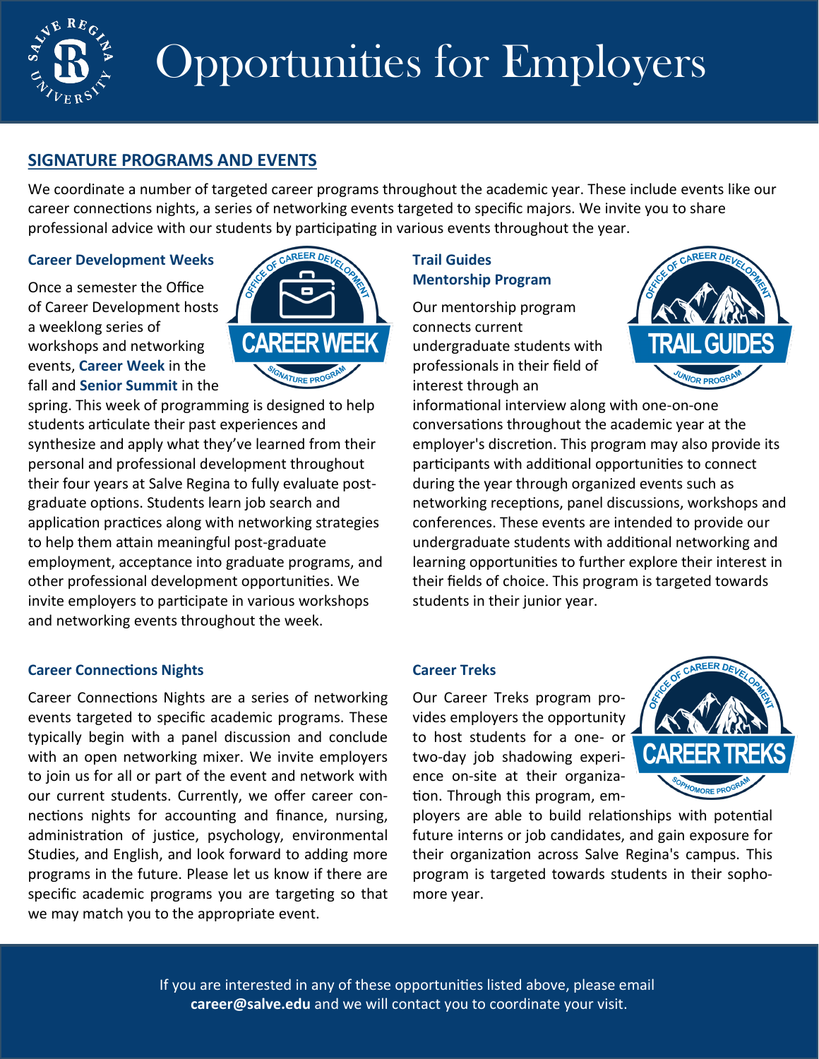# Opportunities for Employers

## SIGNATURE PROGRAMS AND EVENTS

We coordinate a number of targeted career programs throughout the academic year. These include events like our career connections nights, a series of networking events targeted to specific majors. We invite you to share professional advice with our students by participating in various events throughout the year.

### Career Development Weeks

Once a semester the Office of Career Development hosts a weeklong series of workshops and networking events, **Career Week** in the fall and **Senior Summit** in the spring. This week of programming is designed to help students articulate their past experiences and synthesize and apply what they've learned from their personal and professional development throughout their four years at Salve Regina to fully evaluate post-graduate options. Students learn job search and application practices along with networking strategies to help them attain meaningful post-graduate employment, acceptance into graduate programs, and other professional development opportunities. We invite employers to participate in various workshops and networking events throughout the week.

### Trail Guides Mentorship Program

Our mentorship program connects current undergraduate students with professionals in their field of interest through an informational interview along with one-on-one conversations throughout the academic year at the employer's discretion. This program may also provide its participants with additional opportunities to connect during the year through organized events such as networking receptions, panel discussions, workshops and conferences. These events are intended to provide our undergraduate students with additional networking and learning opportunities to further explore their interest in their fields of choice. This program is targeted towards students in their junior year.

### Career Connections Nights

Career Connections Nights are a series of networking events targeted to specific academic programs. These typically begin with a panel discussion and conclude with an open networking mixer. We invite employers to join us for all or part of the event and network with our current students. Currently, we offer career connections nights for accounting and finance, nursing, administration of justice, psychology, environmental Studies, and English, and look forward to adding more programs in the future. Please let us know if there are specific academic programs you are targeting so that we may match you to the appropriate event.

### Career Treks

Our Career Treks program provides employers the opportunity to host students for a one- or two-day job shadowing experience on-site at their organization. Through this program, employers are able to build relationships with potential future interns or job candidates, and gain exposure for their organization across Salve Regina's campus. This program is targeted towards students in their sophomore year.

If you are interested in any of these opportunities listed above, please email **career@salve.edu** and we will contact you to coordinate your visit.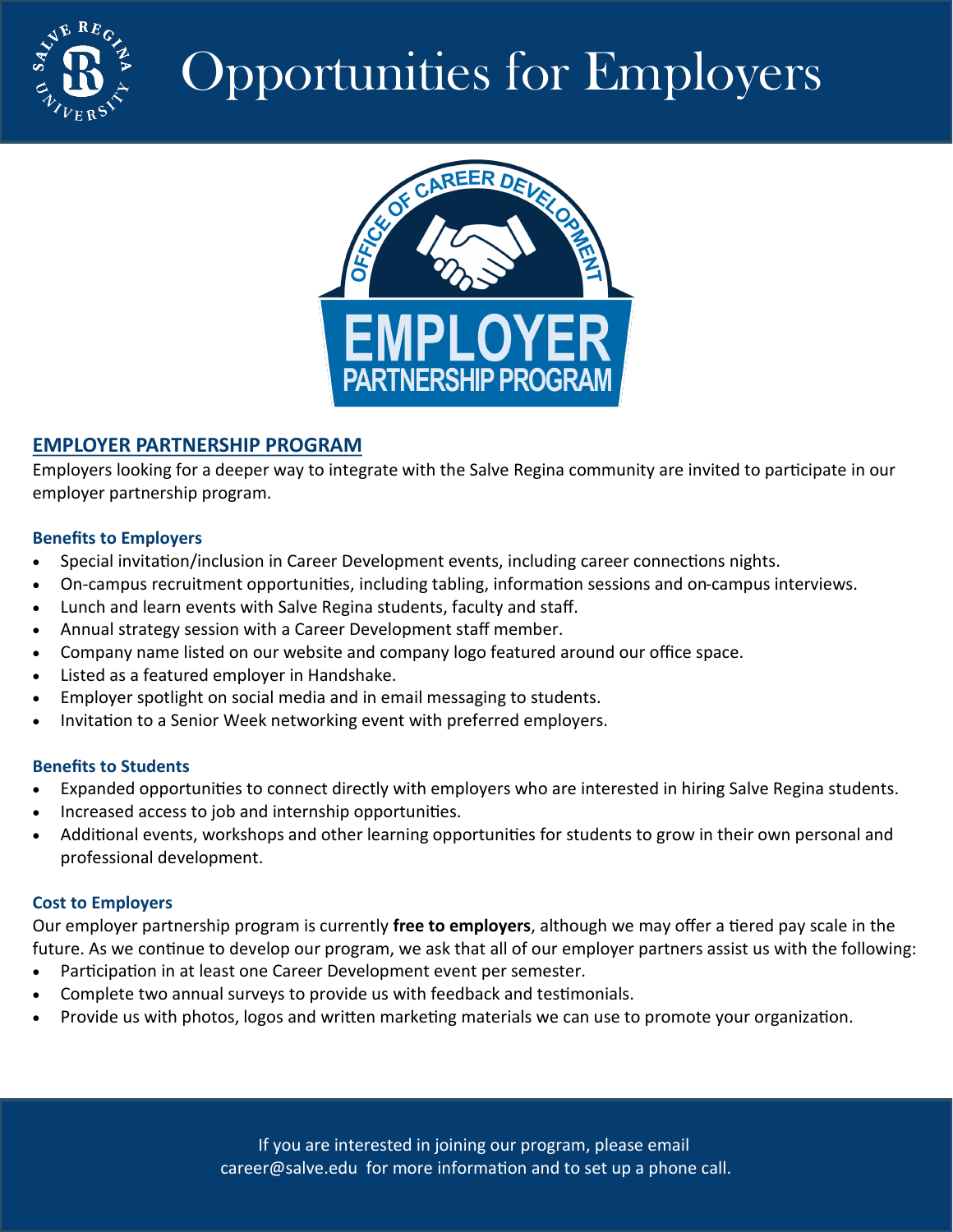# Opportunities for Employers

OFFICE OF CAREER DEVELOPMENT
EMPLOYER
PARTNERSHIP PROGRAM

## EMPLOYER PARTNERSHIP PROGRAM

Employers looking for a deeper way to integrate with the Salve Regina community are invited to participate in our employer partnership program.

### Benefits to Employers

- Special invitation/inclusion in Career Development events, including career connections nights.
- On-campus recruitment opportunities, including tabling, information sessions and on-campus interviews.
- Lunch and learn events with Salve Regina students, faculty and staff.
- Annual strategy session with a Career Development staff member.
- Company name listed on our website and company logo featured around our office space.
- Listed as a featured employer in Handshake.
- Employer spotlight on social media and in email messaging to students.
- Invitation to a Senior Week networking event with preferred employers.

### Benefits to Students

- Expanded opportunities to connect directly with employers who are interested in hiring Salve Regina students.
- Increased access to job and internship opportunities.
- Additional events, workshops and other learning opportunities for students to grow in their own personal and professional development.

### Cost to Employers

Our employer partnership program is currently **free to employers**, although we may offer a tiered pay scale in the future. As we continue to develop our program, we ask that all of our employer partners assist us with the following:

- Participation in at least one Career Development event per semester.
- Complete two annual surveys to provide us with feedback and testimonials.
- Provide us with photos, logos and written marketing materials we can use to promote your organization.

If you are interested in joining our program, please email career@salve.edu for more information and to set up a phone call.